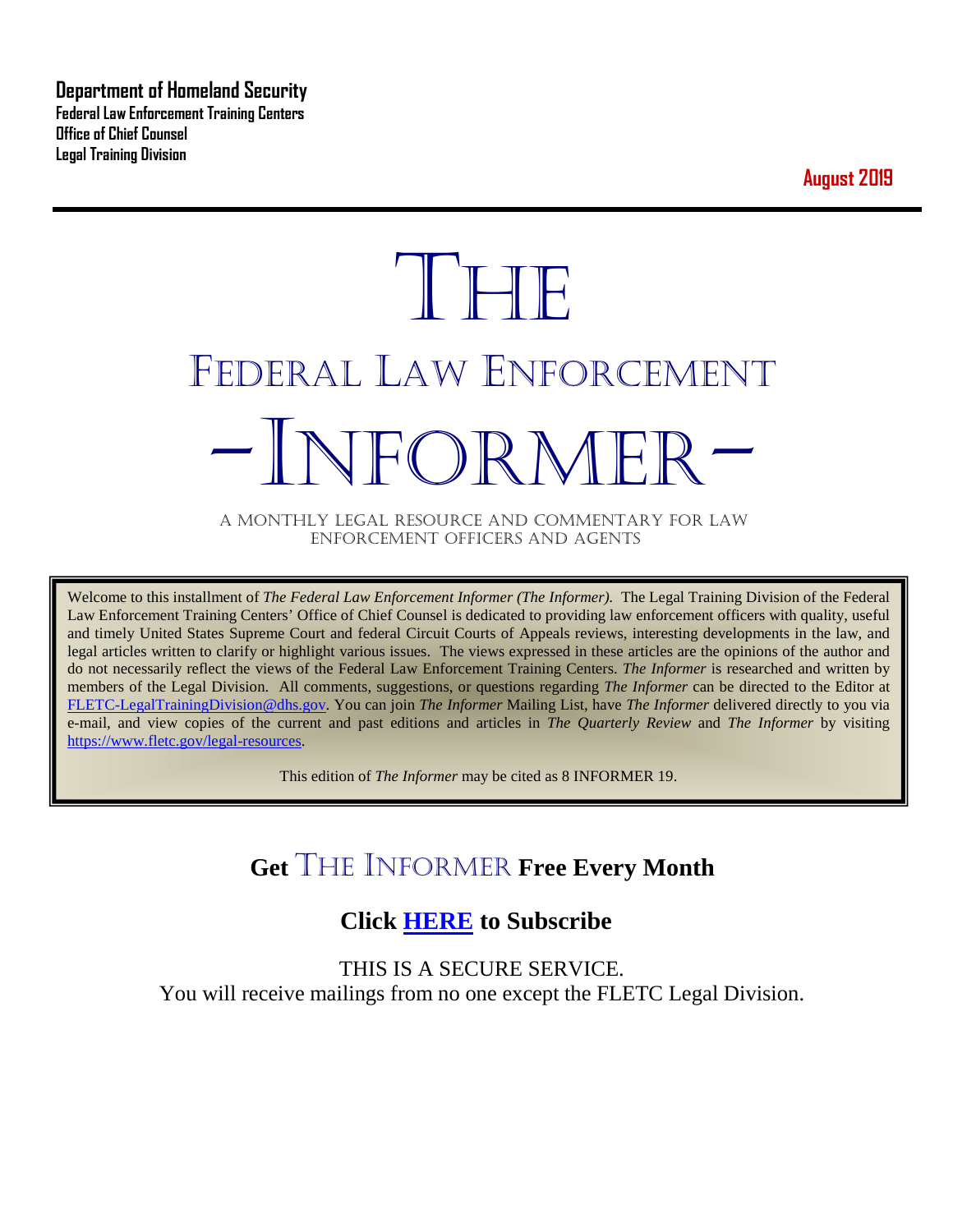**Department of Homeland Security**
**Federal Law Enforcement Training Centers**
**Office of Chief Counsel**
**Legal Training Division**

**August 2019**

# THE
# FEDERAL LAW ENFORCEMENT
# -INFORMER-

A MONTHLY LEGAL RESOURCE AND COMMENTARY FOR LAW ENFORCEMENT OFFICERS AND AGENTS

Welcome to this installment of *The Federal Law Enforcement Informer (The Informer).* The Legal Training Division of the Federal Law Enforcement Training Centers' Office of Chief Counsel is dedicated to providing law enforcement officers with quality, useful and timely United States Supreme Court and federal Circuit Courts of Appeals reviews, interesting developments in the law, and legal articles written to clarify or highlight various issues. The views expressed in these articles are the opinions of the author and do not necessarily reflect the views of the Federal Law Enforcement Training Centers. *The Informer* is researched and written by members of the Legal Division. All comments, suggestions, or questions regarding *The Informer* can be directed to the Editor at FLETC-LegalTrainingDivision@dhs.gov. You can join *The Informer* Mailing List, have *The Informer* delivered directly to you via e-mail, and view copies of the current and past editions and articles in *The Quarterly Review* and *The Informer* by visiting https://www.fletc.gov/legal-resources.

This edition of *The Informer* may be cited as 8 INFORMER 19.

## Get THE INFORMER Free Every Month

## Click HERE to Subscribe

THIS IS A SECURE SERVICE.
You will receive mailings from no one except the FLETC Legal Division.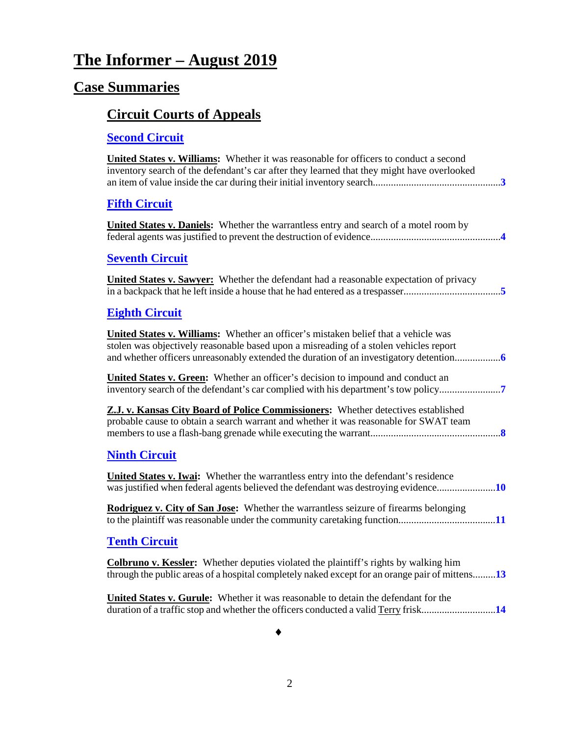# The Informer – August 2019

## Case Summaries

### Circuit Courts of Appeals

#### Second Circuit

**United States v. Williams:** Whether it was reasonable for officers to conduct a second inventory search of the defendant's car after they learned that they might have overlooked an item of value inside the car during their initial inventory search....................................................**3**

#### Fifth Circuit

**United States v. Daniels:** Whether the warrantless entry and search of a motel room by federal agents was justified to prevent the destruction of evidence....................................................**4**

#### Seventh Circuit

**United States v. Sawyer:** Whether the defendant had a reasonable expectation of privacy in a backpack that he left inside a house that he had entered as a trespasser......................................**5**

#### Eighth Circuit

**United States v. Williams:** Whether an officer's mistaken belief that a vehicle was stolen was objectively reasonable based upon a misreading of a stolen vehicles report and whether officers unreasonably extended the duration of an investigatory detention..................**6**

**United States v. Green:** Whether an officer's decision to impound and conduct an inventory search of the defendant's car complied with his department's tow policy........................**7**

**Z.J. v. Kansas City Board of Police Commissioners:** Whether detectives established probable cause to obtain a search warrant and whether it was reasonable for SWAT team members to use a flash-bang grenade while executing the warrant....................................................**8**

#### Ninth Circuit

**United States v. Iwai:** Whether the warrantless entry into the defendant's residence was justified when federal agents believed the defendant was destroying evidence.......................**10**

**Rodriguez v. City of San Jose:** Whether the warrantless seizure of firearms belonging to the plaintiff was reasonable under the community caretaking function......................................**11**

#### Tenth Circuit

**Colbruno v. Kessler:** Whether deputies violated the plaintiff's rights by walking him through the public areas of a hospital completely naked except for an orange pair of mittens.........**13**

**United States v. Gurule:** Whether it was reasonable to detain the defendant for the duration of a traffic stop and whether the officers conducted a valid Terry frisk.............................**14**

♦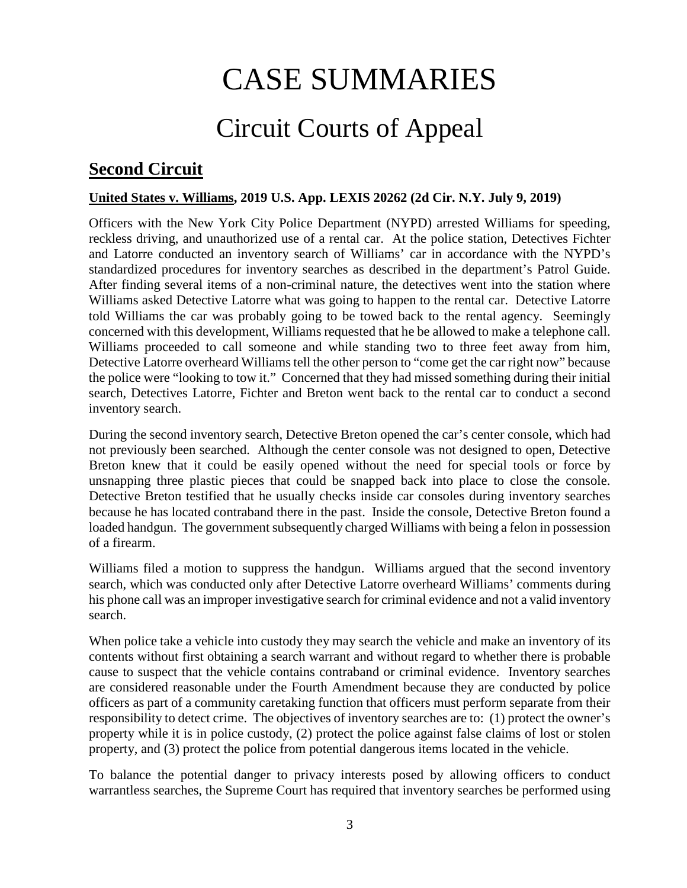# CASE SUMMARIES

## Circuit Courts of Appeal

### Second Circuit

**United States v. Williams, 2019 U.S. App. LEXIS 20262 (2d Cir. N.Y. July 9, 2019)**

Officers with the New York City Police Department (NYPD) arrested Williams for speeding, reckless driving, and unauthorized use of a rental car. At the police station, Detectives Fichter and Latorre conducted an inventory search of Williams' car in accordance with the NYPD's standardized procedures for inventory searches as described in the department's Patrol Guide. After finding several items of a non-criminal nature, the detectives went into the station where Williams asked Detective Latorre what was going to happen to the rental car. Detective Latorre told Williams the car was probably going to be towed back to the rental agency. Seemingly concerned with this development, Williams requested that he be allowed to make a telephone call. Williams proceeded to call someone and while standing two to three feet away from him, Detective Latorre overheard Williams tell the other person to "come get the car right now" because the police were "looking to tow it." Concerned that they had missed something during their initial search, Detectives Latorre, Fichter and Breton went back to the rental car to conduct a second inventory search.

During the second inventory search, Detective Breton opened the car's center console, which had not previously been searched. Although the center console was not designed to open, Detective Breton knew that it could be easily opened without the need for special tools or force by unsnapping three plastic pieces that could be snapped back into place to close the console. Detective Breton testified that he usually checks inside car consoles during inventory searches because he has located contraband there in the past. Inside the console, Detective Breton found a loaded handgun. The government subsequently charged Williams with being a felon in possession of a firearm.

Williams filed a motion to suppress the handgun. Williams argued that the second inventory search, which was conducted only after Detective Latorre overheard Williams' comments during his phone call was an improper investigative search for criminal evidence and not a valid inventory search.

When police take a vehicle into custody they may search the vehicle and make an inventory of its contents without first obtaining a search warrant and without regard to whether there is probable cause to suspect that the vehicle contains contraband or criminal evidence. Inventory searches are considered reasonable under the Fourth Amendment because they are conducted by police officers as part of a community caretaking function that officers must perform separate from their responsibility to detect crime. The objectives of inventory searches are to: (1) protect the owner's property while it is in police custody, (2) protect the police against false claims of lost or stolen property, and (3) protect the police from potential dangerous items located in the vehicle.

To balance the potential danger to privacy interests posed by allowing officers to conduct warrantless searches, the Supreme Court has required that inventory searches be performed using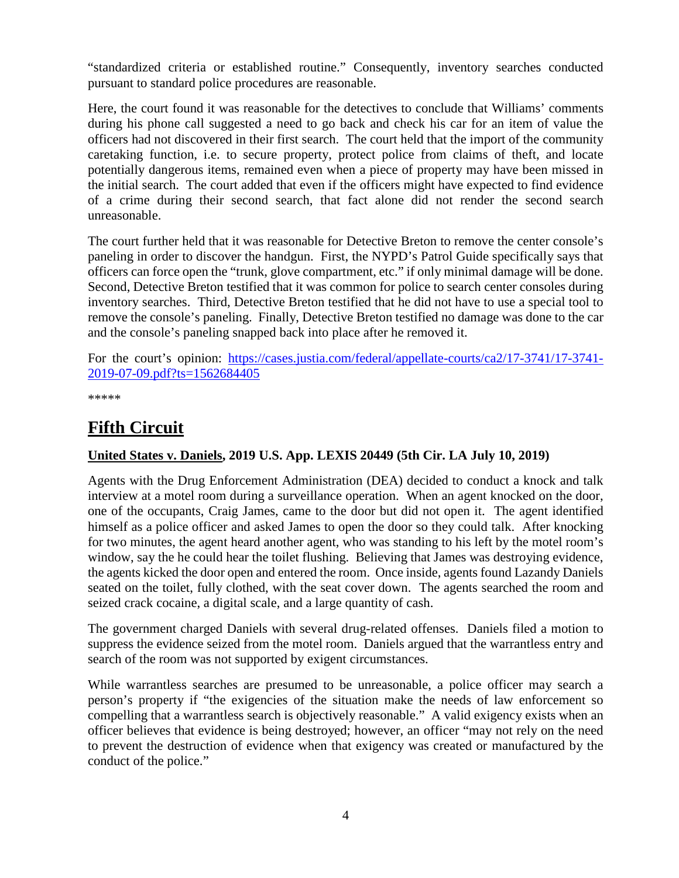"standardized criteria or established routine." Consequently, inventory searches conducted pursuant to standard police procedures are reasonable.

Here, the court found it was reasonable for the detectives to conclude that Williams' comments during his phone call suggested a need to go back and check his car for an item of value the officers had not discovered in their first search. The court held that the import of the community caretaking function, i.e. to secure property, protect police from claims of theft, and locate potentially dangerous items, remained even when a piece of property may have been missed in the initial search. The court added that even if the officers might have expected to find evidence of a crime during their second search, that fact alone did not render the second search unreasonable.

The court further held that it was reasonable for Detective Breton to remove the center console's paneling in order to discover the handgun. First, the NYPD's Patrol Guide specifically says that officers can force open the "trunk, glove compartment, etc." if only minimal damage will be done. Second, Detective Breton testified that it was common for police to search center consoles during inventory searches. Third, Detective Breton testified that he did not have to use a special tool to remove the console's paneling. Finally, Detective Breton testified no damage was done to the car and the console's paneling snapped back into place after he removed it.

For the court's opinion: [https://cases.justia.com/federal/appellate-courts/ca2/17-3741/17-3741-2019-07-09.pdf?ts=1562684405](https://cases.justia.com/federal/appellate-courts/ca2/17-3741/17-3741-2019-07-09.pdf?ts=1562684405)

*****

## Fifth Circuit

### United States v. Daniels, 2019 U.S. App. LEXIS 20449 (5th Cir. LA July 10, 2019)

Agents with the Drug Enforcement Administration (DEA) decided to conduct a knock and talk interview at a motel room during a surveillance operation. When an agent knocked on the door, one of the occupants, Craig James, came to the door but did not open it. The agent identified himself as a police officer and asked James to open the door so they could talk. After knocking for two minutes, the agent heard another agent, who was standing to his left by the motel room's window, say the he could hear the toilet flushing. Believing that James was destroying evidence, the agents kicked the door open and entered the room. Once inside, agents found Lazandy Daniels seated on the toilet, fully clothed, with the seat cover down. The agents searched the room and seized crack cocaine, a digital scale, and a large quantity of cash.

The government charged Daniels with several drug-related offenses. Daniels filed a motion to suppress the evidence seized from the motel room. Daniels argued that the warrantless entry and search of the room was not supported by exigent circumstances.

While warrantless searches are presumed to be unreasonable, a police officer may search a person's property if "the exigencies of the situation make the needs of law enforcement so compelling that a warrantless search is objectively reasonable." A valid exigency exists when an officer believes that evidence is being destroyed; however, an officer "may not rely on the need to prevent the destruction of evidence when that exigency was created or manufactured by the conduct of the police."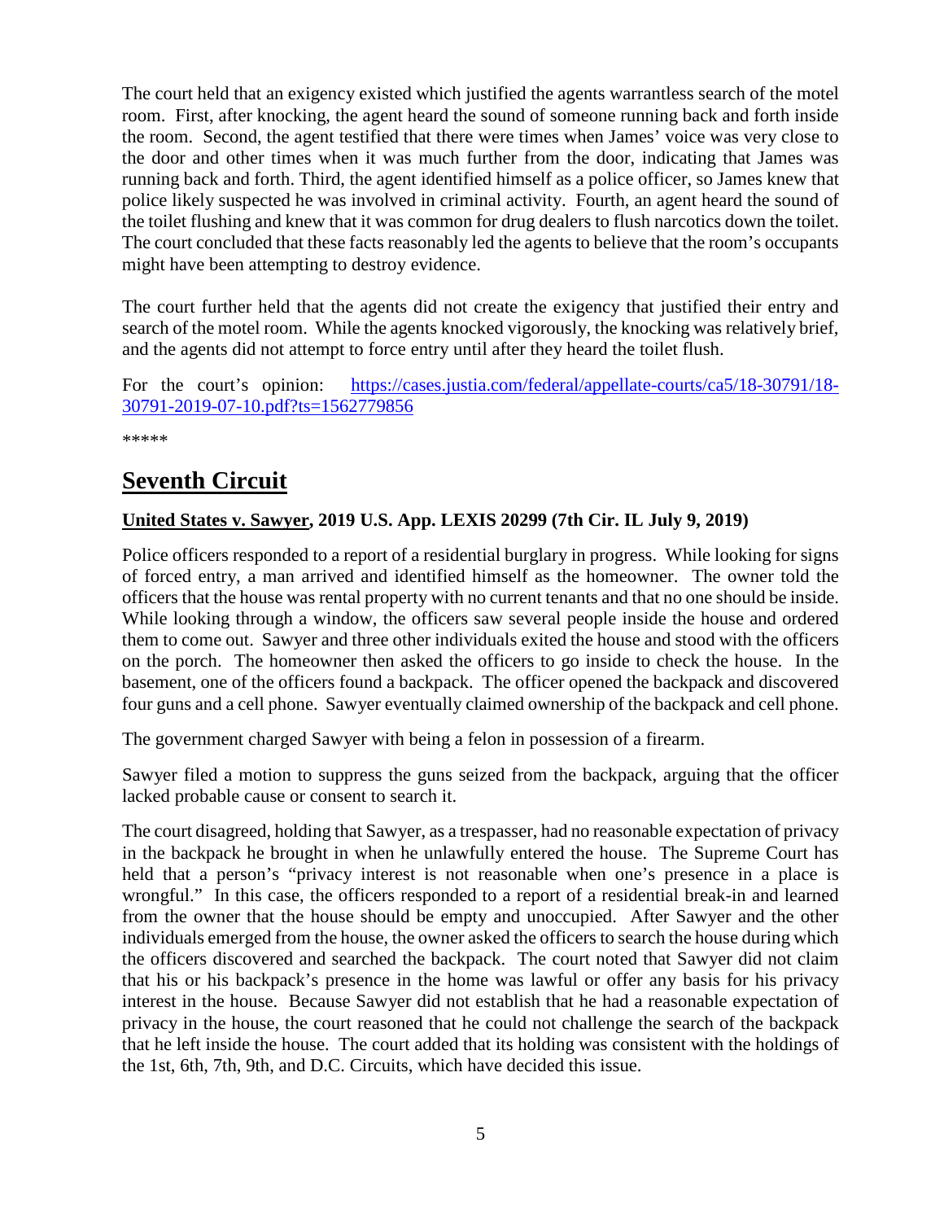The court held that an exigency existed which justified the agents warrantless search of the motel room. First, after knocking, the agent heard the sound of someone running back and forth inside the room. Second, the agent testified that there were times when James' voice was very close to the door and other times when it was much further from the door, indicating that James was running back and forth. Third, the agent identified himself as a police officer, so James knew that police likely suspected he was involved in criminal activity. Fourth, an agent heard the sound of the toilet flushing and knew that it was common for drug dealers to flush narcotics down the toilet. The court concluded that these facts reasonably led the agents to believe that the room's occupants might have been attempting to destroy evidence.

The court further held that the agents did not create the exigency that justified their entry and search of the motel room. While the agents knocked vigorously, the knocking was relatively brief, and the agents did not attempt to force entry until after they heard the toilet flush.

For the court's opinion: [https://cases.justia.com/federal/appellate-courts/ca5/18-30791/18-30791-2019-07-10.pdf?ts=1562779856](https://cases.justia.com/federal/appellate-courts/ca5/18-30791/18-30791-2019-07-10.pdf?ts=1562779856)

*****

## Seventh Circuit

### United States v. Sawyer, 2019 U.S. App. LEXIS 20299 (7th Cir. IL July 9, 2019)

Police officers responded to a report of a residential burglary in progress. While looking for signs of forced entry, a man arrived and identified himself as the homeowner. The owner told the officers that the house was rental property with no current tenants and that no one should be inside. While looking through a window, the officers saw several people inside the house and ordered them to come out. Sawyer and three other individuals exited the house and stood with the officers on the porch. The homeowner then asked the officers to go inside to check the house. In the basement, one of the officers found a backpack. The officer opened the backpack and discovered four guns and a cell phone. Sawyer eventually claimed ownership of the backpack and cell phone.

The government charged Sawyer with being a felon in possession of a firearm.

Sawyer filed a motion to suppress the guns seized from the backpack, arguing that the officer lacked probable cause or consent to search it.

The court disagreed, holding that Sawyer, as a trespasser, had no reasonable expectation of privacy in the backpack he brought in when he unlawfully entered the house. The Supreme Court has held that a person's "privacy interest is not reasonable when one's presence in a place is wrongful." In this case, the officers responded to a report of a residential break-in and learned from the owner that the house should be empty and unoccupied. After Sawyer and the other individuals emerged from the house, the owner asked the officers to search the house during which the officers discovered and searched the backpack. The court noted that Sawyer did not claim that his or his backpack's presence in the home was lawful or offer any basis for his privacy interest in the house. Because Sawyer did not establish that he had a reasonable expectation of privacy in the house, the court reasoned that he could not challenge the search of the backpack that he left inside the house. The court added that its holding was consistent with the holdings of the 1st, 6th, 7th, 9th, and D.C. Circuits, which have decided this issue.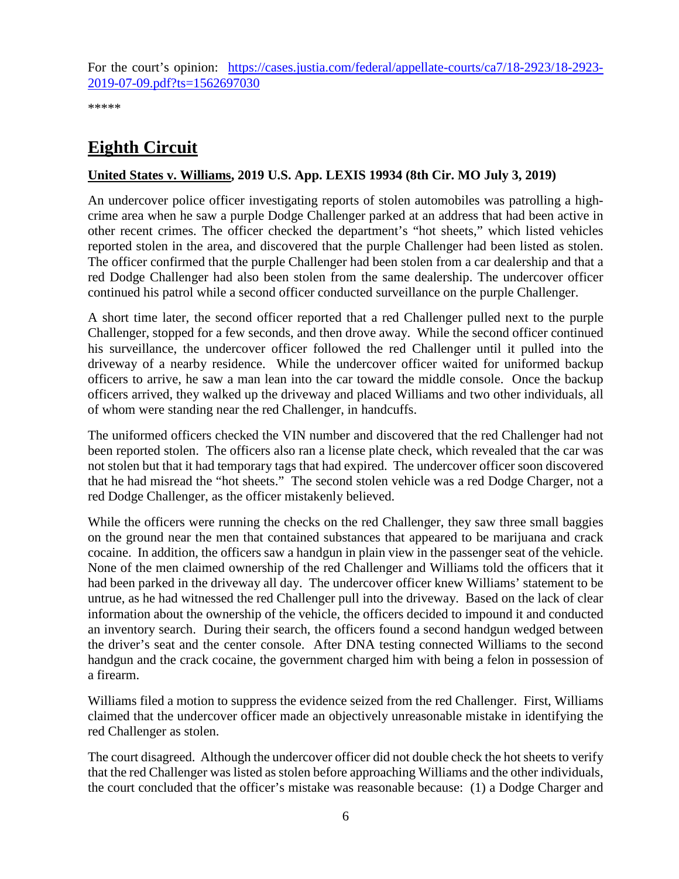For the court's opinion: [https://cases.justia.com/federal/appellate-courts/ca7/18-2923/18-2923-2019-07-09.pdf?ts=1562697030](https://cases.justia.com/federal/appellate-courts/ca7/18-2923/18-2923-2019-07-09.pdf?ts=1562697030)

*****

# Eighth Circuit

**United States v. Williams, 2019 U.S. App. LEXIS 19934 (8th Cir. MO July 3, 2019)**

An undercover police officer investigating reports of stolen automobiles was patrolling a high-crime area when he saw a purple Dodge Challenger parked at an address that had been active in other recent crimes. The officer checked the department's "hot sheets," which listed vehicles reported stolen in the area, and discovered that the purple Challenger had been listed as stolen. The officer confirmed that the purple Challenger had been stolen from a car dealership and that a red Dodge Challenger had also been stolen from the same dealership. The undercover officer continued his patrol while a second officer conducted surveillance on the purple Challenger.

A short time later, the second officer reported that a red Challenger pulled next to the purple Challenger, stopped for a few seconds, and then drove away. While the second officer continued his surveillance, the undercover officer followed the red Challenger until it pulled into the driveway of a nearby residence. While the undercover officer waited for uniformed backup officers to arrive, he saw a man lean into the car toward the middle console. Once the backup officers arrived, they walked up the driveway and placed Williams and two other individuals, all of whom were standing near the red Challenger, in handcuffs.

The uniformed officers checked the VIN number and discovered that the red Challenger had not been reported stolen. The officers also ran a license plate check, which revealed that the car was not stolen but that it had temporary tags that had expired. The undercover officer soon discovered that he had misread the "hot sheets." The second stolen vehicle was a red Dodge Charger, not a red Dodge Challenger, as the officer mistakenly believed.

While the officers were running the checks on the red Challenger, they saw three small baggies on the ground near the men that contained substances that appeared to be marijuana and crack cocaine. In addition, the officers saw a handgun in plain view in the passenger seat of the vehicle. None of the men claimed ownership of the red Challenger and Williams told the officers that it had been parked in the driveway all day. The undercover officer knew Williams' statement to be untrue, as he had witnessed the red Challenger pull into the driveway. Based on the lack of clear information about the ownership of the vehicle, the officers decided to impound it and conducted an inventory search. During their search, the officers found a second handgun wedged between the driver's seat and the center console. After DNA testing connected Williams to the second handgun and the crack cocaine, the government charged him with being a felon in possession of a firearm.

Williams filed a motion to suppress the evidence seized from the red Challenger. First, Williams claimed that the undercover officer made an objectively unreasonable mistake in identifying the red Challenger as stolen.

The court disagreed. Although the undercover officer did not double check the hot sheets to verify that the red Challenger was listed as stolen before approaching Williams and the other individuals, the court concluded that the officer's mistake was reasonable because: (1) a Dodge Charger and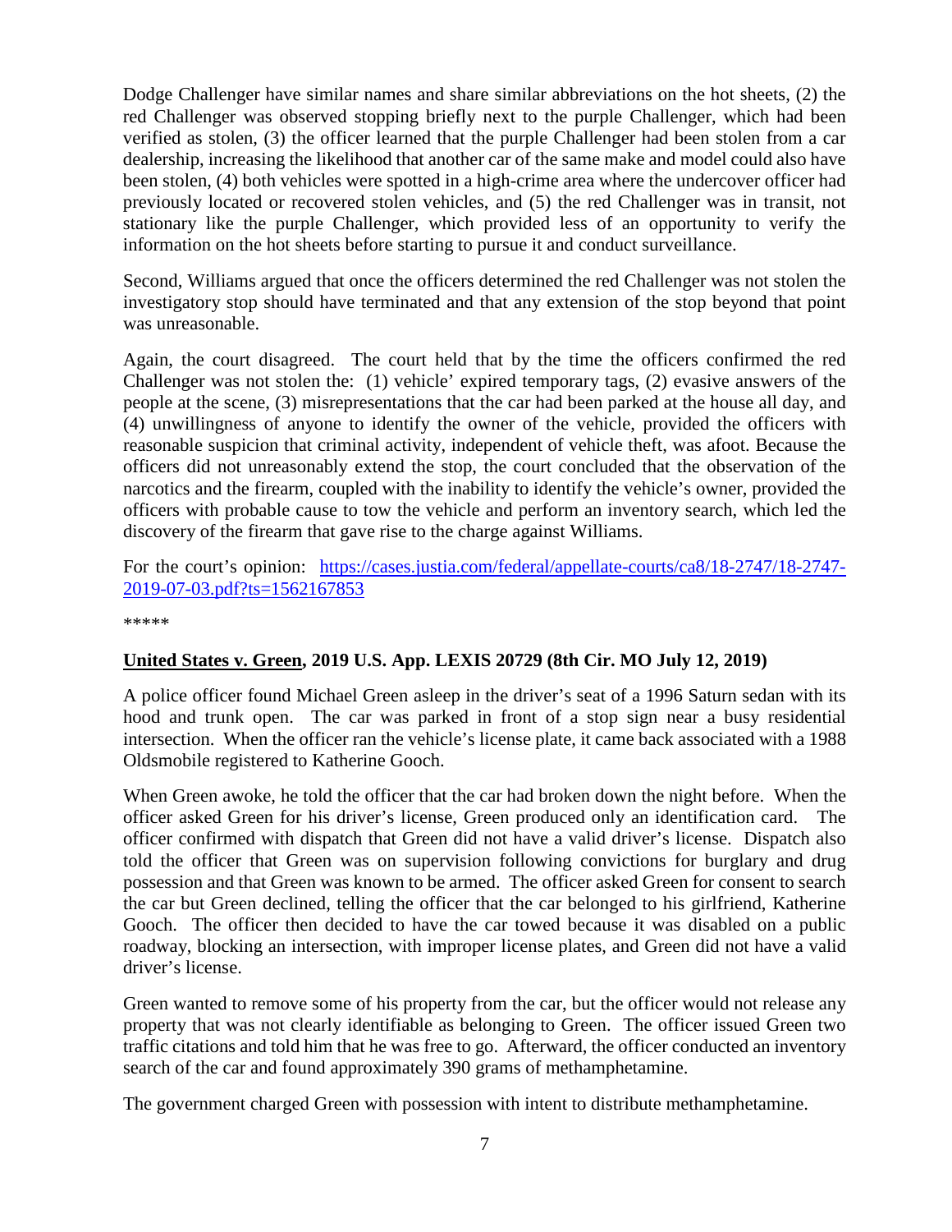Dodge Challenger have similar names and share similar abbreviations on the hot sheets, (2) the red Challenger was observed stopping briefly next to the purple Challenger, which had been verified as stolen, (3) the officer learned that the purple Challenger had been stolen from a car dealership, increasing the likelihood that another car of the same make and model could also have been stolen, (4) both vehicles were spotted in a high-crime area where the undercover officer had previously located or recovered stolen vehicles, and (5) the red Challenger was in transit, not stationary like the purple Challenger, which provided less of an opportunity to verify the information on the hot sheets before starting to pursue it and conduct surveillance.

Second, Williams argued that once the officers determined the red Challenger was not stolen the investigatory stop should have terminated and that any extension of the stop beyond that point was unreasonable.

Again, the court disagreed. The court held that by the time the officers confirmed the red Challenger was not stolen the: (1) vehicle' expired temporary tags, (2) evasive answers of the people at the scene, (3) misrepresentations that the car had been parked at the house all day, and (4) unwillingness of anyone to identify the owner of the vehicle, provided the officers with reasonable suspicion that criminal activity, independent of vehicle theft, was afoot. Because the officers did not unreasonably extend the stop, the court concluded that the observation of the narcotics and the firearm, coupled with the inability to identify the vehicle's owner, provided the officers with probable cause to tow the vehicle and perform an inventory search, which led the discovery of the firearm that gave rise to the charge against Williams.

For the court's opinion: [https://cases.justia.com/federal/appellate-courts/ca8/18-2747/18-2747-2019-07-03.pdf?ts=1562167853](https://cases.justia.com/federal/appellate-courts/ca8/18-2747/18-2747-2019-07-03.pdf?ts=1562167853)

*****

**United States v. Green, 2019 U.S. App. LEXIS 20729 (8th Cir. MO July 12, 2019)**

A police officer found Michael Green asleep in the driver's seat of a 1996 Saturn sedan with its hood and trunk open. The car was parked in front of a stop sign near a busy residential intersection. When the officer ran the vehicle's license plate, it came back associated with a 1988 Oldsmobile registered to Katherine Gooch.

When Green awoke, he told the officer that the car had broken down the night before. When the officer asked Green for his driver's license, Green produced only an identification card. The officer confirmed with dispatch that Green did not have a valid driver's license. Dispatch also told the officer that Green was on supervision following convictions for burglary and drug possession and that Green was known to be armed. The officer asked Green for consent to search the car but Green declined, telling the officer that the car belonged to his girlfriend, Katherine Gooch. The officer then decided to have the car towed because it was disabled on a public roadway, blocking an intersection, with improper license plates, and Green did not have a valid driver's license.

Green wanted to remove some of his property from the car, but the officer would not release any property that was not clearly identifiable as belonging to Green. The officer issued Green two traffic citations and told him that he was free to go. Afterward, the officer conducted an inventory search of the car and found approximately 390 grams of methamphetamine.

The government charged Green with possession with intent to distribute methamphetamine.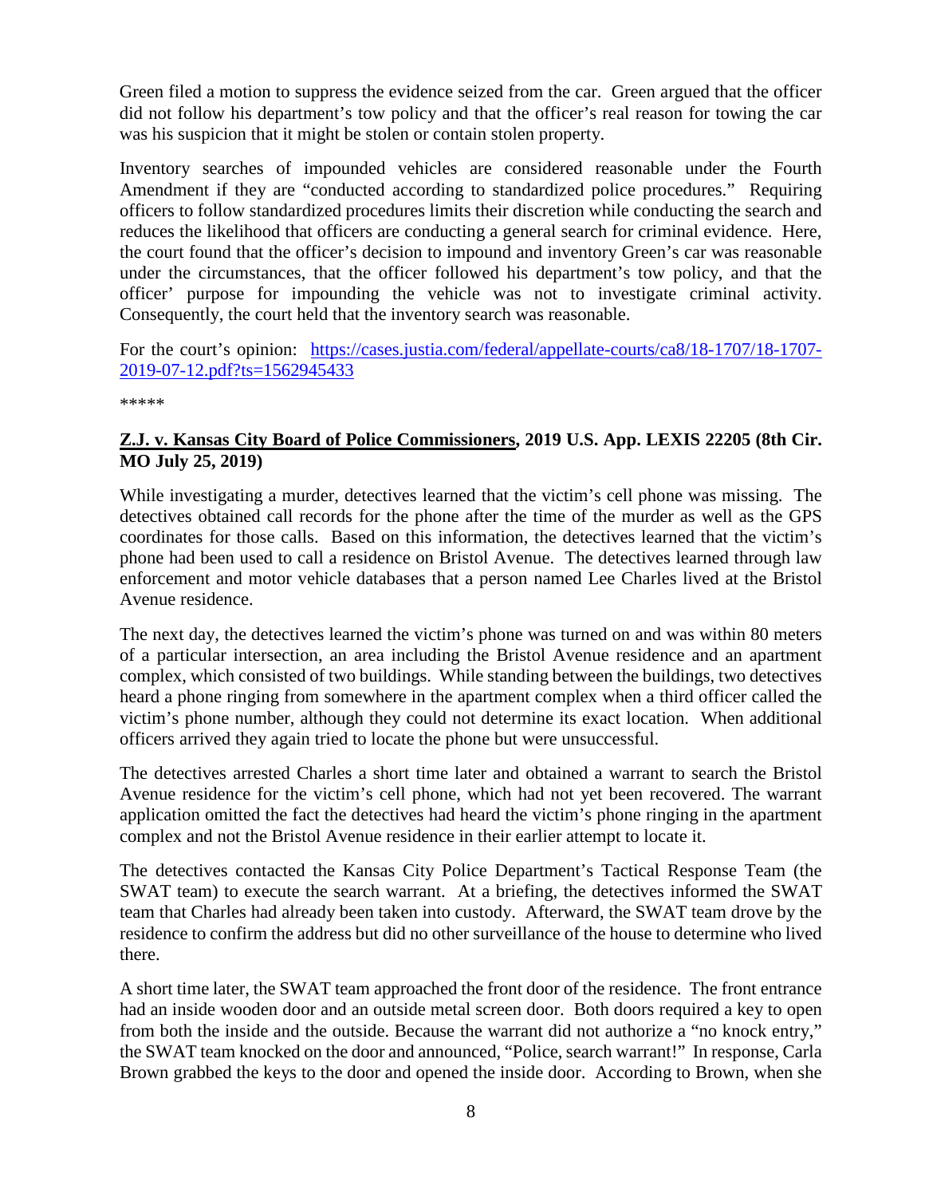Green filed a motion to suppress the evidence seized from the car. Green argued that the officer did not follow his department's tow policy and that the officer's real reason for towing the car was his suspicion that it might be stolen or contain stolen property.

Inventory searches of impounded vehicles are considered reasonable under the Fourth Amendment if they are "conducted according to standardized police procedures." Requiring officers to follow standardized procedures limits their discretion while conducting the search and reduces the likelihood that officers are conducting a general search for criminal evidence. Here, the court found that the officer's decision to impound and inventory Green's car was reasonable under the circumstances, that the officer followed his department's tow policy, and that the officer' purpose for impounding the vehicle was not to investigate criminal activity. Consequently, the court held that the inventory search was reasonable.

For the court's opinion: [https://cases.justia.com/federal/appellate-courts/ca8/18-1707/18-1707-2019-07-12.pdf?ts=1562945433](https://cases.justia.com/federal/appellate-courts/ca8/18-1707/18-1707-2019-07-12.pdf?ts=1562945433)

*****

**Z.J. v. Kansas City Board of Police Commissioners, 2019 U.S. App. LEXIS 22205 (8th Cir. MO July 25, 2019)**

While investigating a murder, detectives learned that the victim's cell phone was missing. The detectives obtained call records for the phone after the time of the murder as well as the GPS coordinates for those calls. Based on this information, the detectives learned that the victim's phone had been used to call a residence on Bristol Avenue. The detectives learned through law enforcement and motor vehicle databases that a person named Lee Charles lived at the Bristol Avenue residence.

The next day, the detectives learned the victim's phone was turned on and was within 80 meters of a particular intersection, an area including the Bristol Avenue residence and an apartment complex, which consisted of two buildings. While standing between the buildings, two detectives heard a phone ringing from somewhere in the apartment complex when a third officer called the victim's phone number, although they could not determine its exact location. When additional officers arrived they again tried to locate the phone but were unsuccessful.

The detectives arrested Charles a short time later and obtained a warrant to search the Bristol Avenue residence for the victim's cell phone, which had not yet been recovered. The warrant application omitted the fact the detectives had heard the victim's phone ringing in the apartment complex and not the Bristol Avenue residence in their earlier attempt to locate it.

The detectives contacted the Kansas City Police Department's Tactical Response Team (the SWAT team) to execute the search warrant. At a briefing, the detectives informed the SWAT team that Charles had already been taken into custody. Afterward, the SWAT team drove by the residence to confirm the address but did no other surveillance of the house to determine who lived there.

A short time later, the SWAT team approached the front door of the residence. The front entrance had an inside wooden door and an outside metal screen door. Both doors required a key to open from both the inside and the outside. Because the warrant did not authorize a "no knock entry," the SWAT team knocked on the door and announced, "Police, search warrant!" In response, Carla Brown grabbed the keys to the door and opened the inside door. According to Brown, when she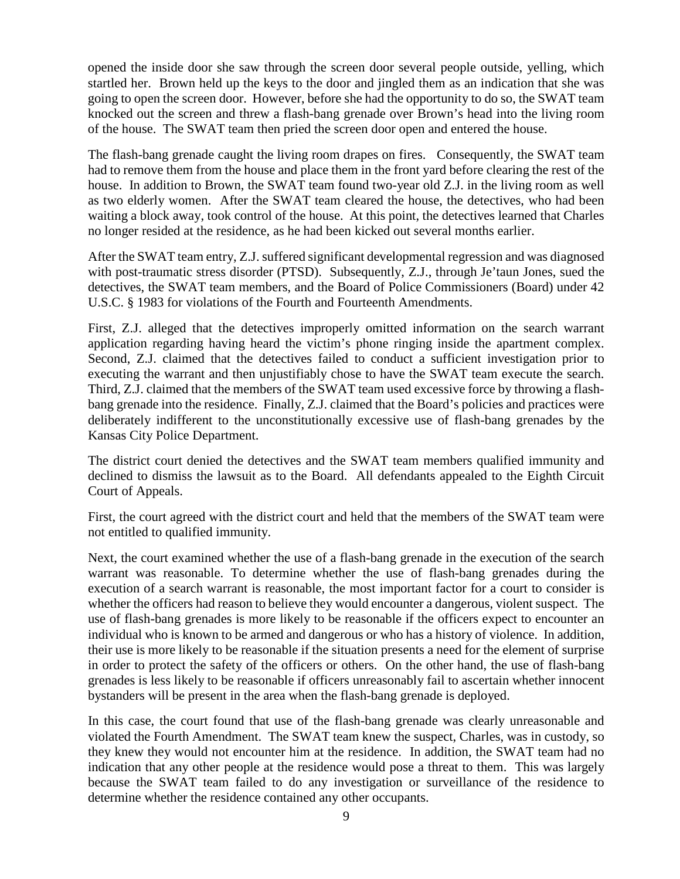opened the inside door she saw through the screen door several people outside, yelling, which startled her. Brown held up the keys to the door and jingled them as an indication that she was going to open the screen door. However, before she had the opportunity to do so, the SWAT team knocked out the screen and threw a flash-bang grenade over Brown's head into the living room of the house. The SWAT team then pried the screen door open and entered the house.

The flash-bang grenade caught the living room drapes on fires. Consequently, the SWAT team had to remove them from the house and place them in the front yard before clearing the rest of the house. In addition to Brown, the SWAT team found two-year old Z.J. in the living room as well as two elderly women. After the SWAT team cleared the house, the detectives, who had been waiting a block away, took control of the house. At this point, the detectives learned that Charles no longer resided at the residence, as he had been kicked out several months earlier.

After the SWAT team entry, Z.J. suffered significant developmental regression and was diagnosed with post-traumatic stress disorder (PTSD). Subsequently, Z.J., through Je'taun Jones, sued the detectives, the SWAT team members, and the Board of Police Commissioners (Board) under 42 U.S.C. § 1983 for violations of the Fourth and Fourteenth Amendments.

First, Z.J. alleged that the detectives improperly omitted information on the search warrant application regarding having heard the victim's phone ringing inside the apartment complex. Second, Z.J. claimed that the detectives failed to conduct a sufficient investigation prior to executing the warrant and then unjustifiably chose to have the SWAT team execute the search. Third, Z.J. claimed that the members of the SWAT team used excessive force by throwing a flash-bang grenade into the residence. Finally, Z.J. claimed that the Board's policies and practices were deliberately indifferent to the unconstitutionally excessive use of flash-bang grenades by the Kansas City Police Department.

The district court denied the detectives and the SWAT team members qualified immunity and declined to dismiss the lawsuit as to the Board. All defendants appealed to the Eighth Circuit Court of Appeals.

First, the court agreed with the district court and held that the members of the SWAT team were not entitled to qualified immunity.

Next, the court examined whether the use of a flash-bang grenade in the execution of the search warrant was reasonable. To determine whether the use of flash-bang grenades during the execution of a search warrant is reasonable, the most important factor for a court to consider is whether the officers had reason to believe they would encounter a dangerous, violent suspect. The use of flash-bang grenades is more likely to be reasonable if the officers expect to encounter an individual who is known to be armed and dangerous or who has a history of violence. In addition, their use is more likely to be reasonable if the situation presents a need for the element of surprise in order to protect the safety of the officers or others. On the other hand, the use of flash-bang grenades is less likely to be reasonable if officers unreasonably fail to ascertain whether innocent bystanders will be present in the area when the flash-bang grenade is deployed.

In this case, the court found that use of the flash-bang grenade was clearly unreasonable and violated the Fourth Amendment. The SWAT team knew the suspect, Charles, was in custody, so they knew they would not encounter him at the residence. In addition, the SWAT team had no indication that any other people at the residence would pose a threat to them. This was largely because the SWAT team failed to do any investigation or surveillance of the residence to determine whether the residence contained any other occupants.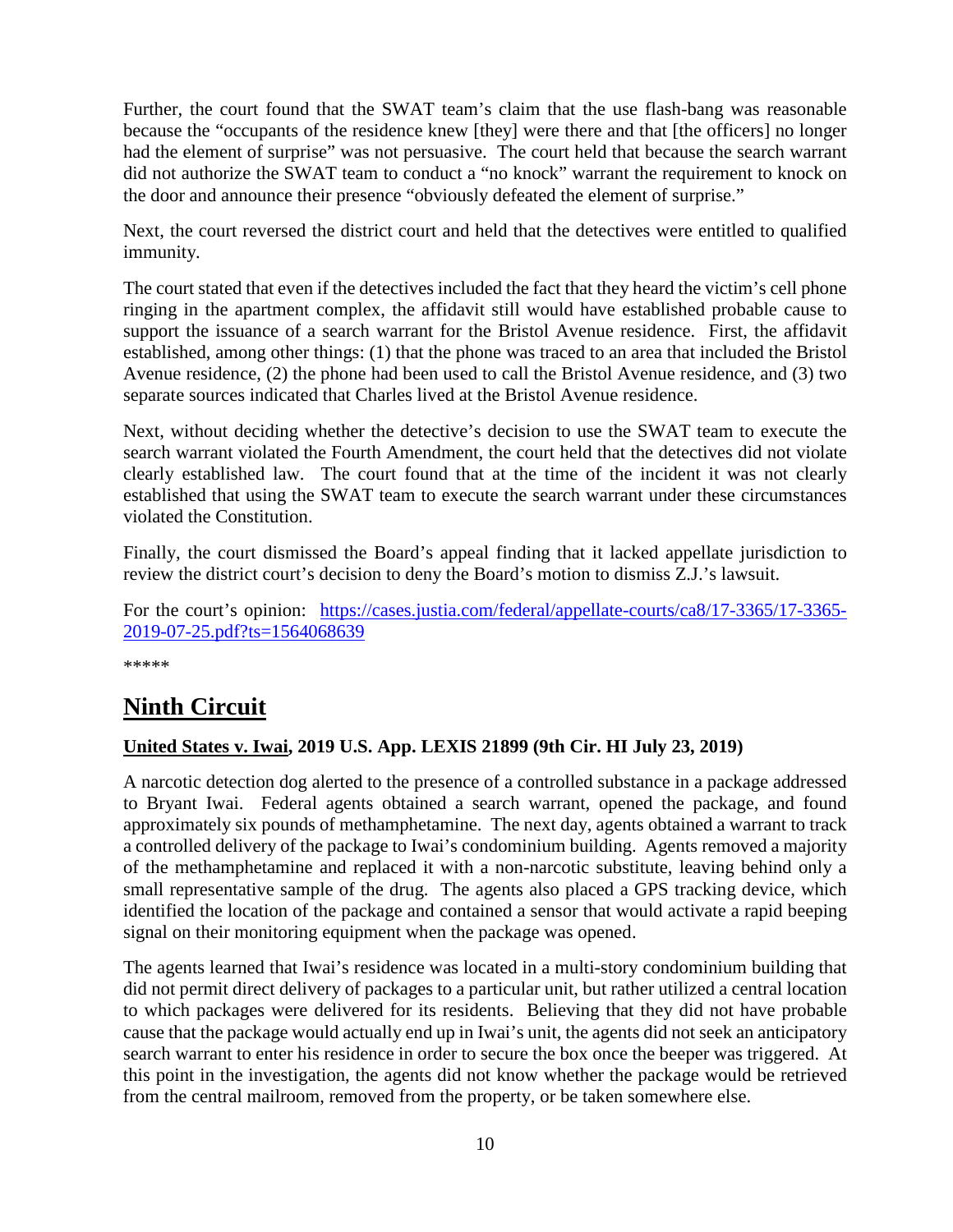Further, the court found that the SWAT team's claim that the use flash-bang was reasonable because the "occupants of the residence knew [they] were there and that [the officers] no longer had the element of surprise" was not persuasive. The court held that because the search warrant did not authorize the SWAT team to conduct a "no knock" warrant the requirement to knock on the door and announce their presence "obviously defeated the element of surprise."

Next, the court reversed the district court and held that the detectives were entitled to qualified immunity.

The court stated that even if the detectives included the fact that they heard the victim's cell phone ringing in the apartment complex, the affidavit still would have established probable cause to support the issuance of a search warrant for the Bristol Avenue residence. First, the affidavit established, among other things: (1) that the phone was traced to an area that included the Bristol Avenue residence, (2) the phone had been used to call the Bristol Avenue residence, and (3) two separate sources indicated that Charles lived at the Bristol Avenue residence.

Next, without deciding whether the detective's decision to use the SWAT team to execute the search warrant violated the Fourth Amendment, the court held that the detectives did not violate clearly established law. The court found that at the time of the incident it was not clearly established that using the SWAT team to execute the search warrant under these circumstances violated the Constitution.

Finally, the court dismissed the Board's appeal finding that it lacked appellate jurisdiction to review the district court's decision to deny the Board's motion to dismiss Z.J.'s lawsuit.

For the court's opinion: [https://cases.justia.com/federal/appellate-courts/ca8/17-3365/17-3365-2019-07-25.pdf?ts=1564068639](https://cases.justia.com/federal/appellate-courts/ca8/17-3365/17-3365-2019-07-25.pdf?ts=1564068639)

*****

# Ninth Circuit

**United States v. Iwai, 2019 U.S. App. LEXIS 21899 (9th Cir. HI July 23, 2019)**

A narcotic detection dog alerted to the presence of a controlled substance in a package addressed to Bryant Iwai. Federal agents obtained a search warrant, opened the package, and found approximately six pounds of methamphetamine. The next day, agents obtained a warrant to track a controlled delivery of the package to Iwai's condominium building. Agents removed a majority of the methamphetamine and replaced it with a non-narcotic substitute, leaving behind only a small representative sample of the drug. The agents also placed a GPS tracking device, which identified the location of the package and contained a sensor that would activate a rapid beeping signal on their monitoring equipment when the package was opened.

The agents learned that Iwai's residence was located in a multi-story condominium building that did not permit direct delivery of packages to a particular unit, but rather utilized a central location to which packages were delivered for its residents. Believing that they did not have probable cause that the package would actually end up in Iwai's unit, the agents did not seek an anticipatory search warrant to enter his residence in order to secure the box once the beeper was triggered. At this point in the investigation, the agents did not know whether the package would be retrieved from the central mailroom, removed from the property, or be taken somewhere else.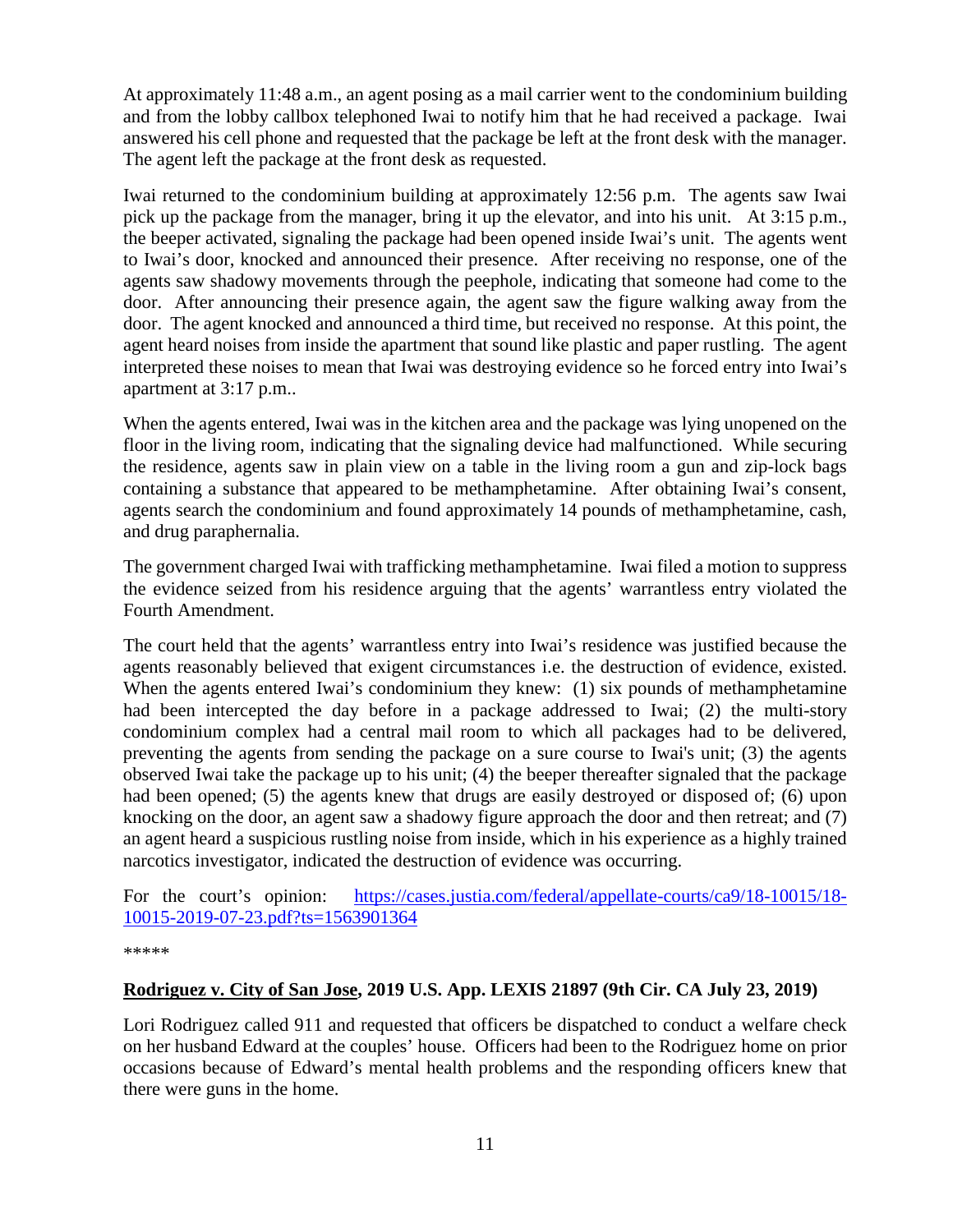At approximately 11:48 a.m., an agent posing as a mail carrier went to the condominium building and from the lobby callbox telephoned Iwai to notify him that he had received a package. Iwai answered his cell phone and requested that the package be left at the front desk with the manager. The agent left the package at the front desk as requested.

Iwai returned to the condominium building at approximately 12:56 p.m. The agents saw Iwai pick up the package from the manager, bring it up the elevator, and into his unit. At 3:15 p.m., the beeper activated, signaling the package had been opened inside Iwai's unit. The agents went to Iwai's door, knocked and announced their presence. After receiving no response, one of the agents saw shadowy movements through the peephole, indicating that someone had come to the door. After announcing their presence again, the agent saw the figure walking away from the door. The agent knocked and announced a third time, but received no response. At this point, the agent heard noises from inside the apartment that sound like plastic and paper rustling. The agent interpreted these noises to mean that Iwai was destroying evidence so he forced entry into Iwai's apartment at 3:17 p.m..

When the agents entered, Iwai was in the kitchen area and the package was lying unopened on the floor in the living room, indicating that the signaling device had malfunctioned. While securing the residence, agents saw in plain view on a table in the living room a gun and zip-lock bags containing a substance that appeared to be methamphetamine. After obtaining Iwai's consent, agents search the condominium and found approximately 14 pounds of methamphetamine, cash, and drug paraphernalia.

The government charged Iwai with trafficking methamphetamine. Iwai filed a motion to suppress the evidence seized from his residence arguing that the agents' warrantless entry violated the Fourth Amendment.

The court held that the agents' warrantless entry into Iwai's residence was justified because the agents reasonably believed that exigent circumstances i.e. the destruction of evidence, existed. When the agents entered Iwai's condominium they knew: (1) six pounds of methamphetamine had been intercepted the day before in a package addressed to Iwai; (2) the multi-story condominium complex had a central mail room to which all packages had to be delivered, preventing the agents from sending the package on a sure course to Iwai's unit; (3) the agents observed Iwai take the package up to his unit; (4) the beeper thereafter signaled that the package had been opened; (5) the agents knew that drugs are easily destroyed or disposed of; (6) upon knocking on the door, an agent saw a shadowy figure approach the door and then retreat; and (7) an agent heard a suspicious rustling noise from inside, which in his experience as a highly trained narcotics investigator, indicated the destruction of evidence was occurring.

For the court's opinion: [https://cases.justia.com/federal/appellate-courts/ca9/18-10015/18-10015-2019-07-23.pdf?ts=1563901364](https://cases.justia.com/federal/appellate-courts/ca9/18-10015/18-10015-2019-07-23.pdf?ts=1563901364)

*****

**<u>Rodriguez v. City of San Jose</u>, 2019 U.S. App. LEXIS 21897 (9th Cir. CA July 23, 2019)**

Lori Rodriguez called 911 and requested that officers be dispatched to conduct a welfare check on her husband Edward at the couples' house. Officers had been to the Rodriguez home on prior occasions because of Edward's mental health problems and the responding officers knew that there were guns in the home.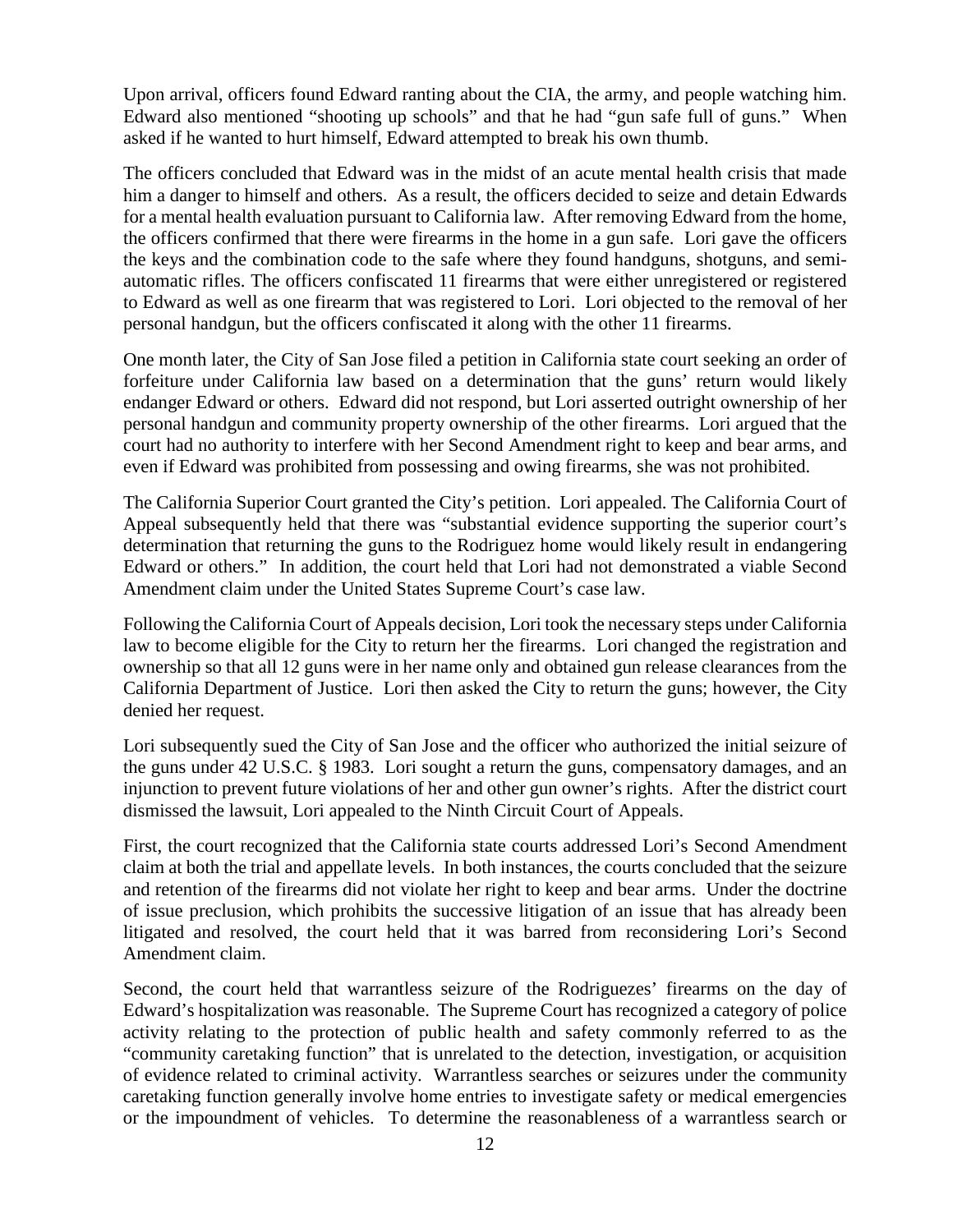Upon arrival, officers found Edward ranting about the CIA, the army, and people watching him. Edward also mentioned "shooting up schools" and that he had "gun safe full of guns." When asked if he wanted to hurt himself, Edward attempted to break his own thumb.

The officers concluded that Edward was in the midst of an acute mental health crisis that made him a danger to himself and others. As a result, the officers decided to seize and detain Edwards for a mental health evaluation pursuant to California law. After removing Edward from the home, the officers confirmed that there were firearms in the home in a gun safe. Lori gave the officers the keys and the combination code to the safe where they found handguns, shotguns, and semi-automatic rifles. The officers confiscated 11 firearms that were either unregistered or registered to Edward as well as one firearm that was registered to Lori. Lori objected to the removal of her personal handgun, but the officers confiscated it along with the other 11 firearms.

One month later, the City of San Jose filed a petition in California state court seeking an order of forfeiture under California law based on a determination that the guns' return would likely endanger Edward or others. Edward did not respond, but Lori asserted outright ownership of her personal handgun and community property ownership of the other firearms. Lori argued that the court had no authority to interfere with her Second Amendment right to keep and bear arms, and even if Edward was prohibited from possessing and owing firearms, she was not prohibited.

The California Superior Court granted the City's petition. Lori appealed. The California Court of Appeal subsequently held that there was "substantial evidence supporting the superior court's determination that returning the guns to the Rodriguez home would likely result in endangering Edward or others." In addition, the court held that Lori had not demonstrated a viable Second Amendment claim under the United States Supreme Court's case law.

Following the California Court of Appeals decision, Lori took the necessary steps under California law to become eligible for the City to return her the firearms. Lori changed the registration and ownership so that all 12 guns were in her name only and obtained gun release clearances from the California Department of Justice. Lori then asked the City to return the guns; however, the City denied her request.

Lori subsequently sued the City of San Jose and the officer who authorized the initial seizure of the guns under 42 U.S.C. § 1983. Lori sought a return the guns, compensatory damages, and an injunction to prevent future violations of her and other gun owner's rights. After the district court dismissed the lawsuit, Lori appealed to the Ninth Circuit Court of Appeals.

First, the court recognized that the California state courts addressed Lori's Second Amendment claim at both the trial and appellate levels. In both instances, the courts concluded that the seizure and retention of the firearms did not violate her right to keep and bear arms. Under the doctrine of issue preclusion, which prohibits the successive litigation of an issue that has already been litigated and resolved, the court held that it was barred from reconsidering Lori's Second Amendment claim.

Second, the court held that warrantless seizure of the Rodriguezes' firearms on the day of Edward's hospitalization was reasonable. The Supreme Court has recognized a category of police activity relating to the protection of public health and safety commonly referred to as the "community caretaking function" that is unrelated to the detection, investigation, or acquisition of evidence related to criminal activity. Warrantless searches or seizures under the community caretaking function generally involve home entries to investigate safety or medical emergencies or the impoundment of vehicles. To determine the reasonableness of a warrantless search or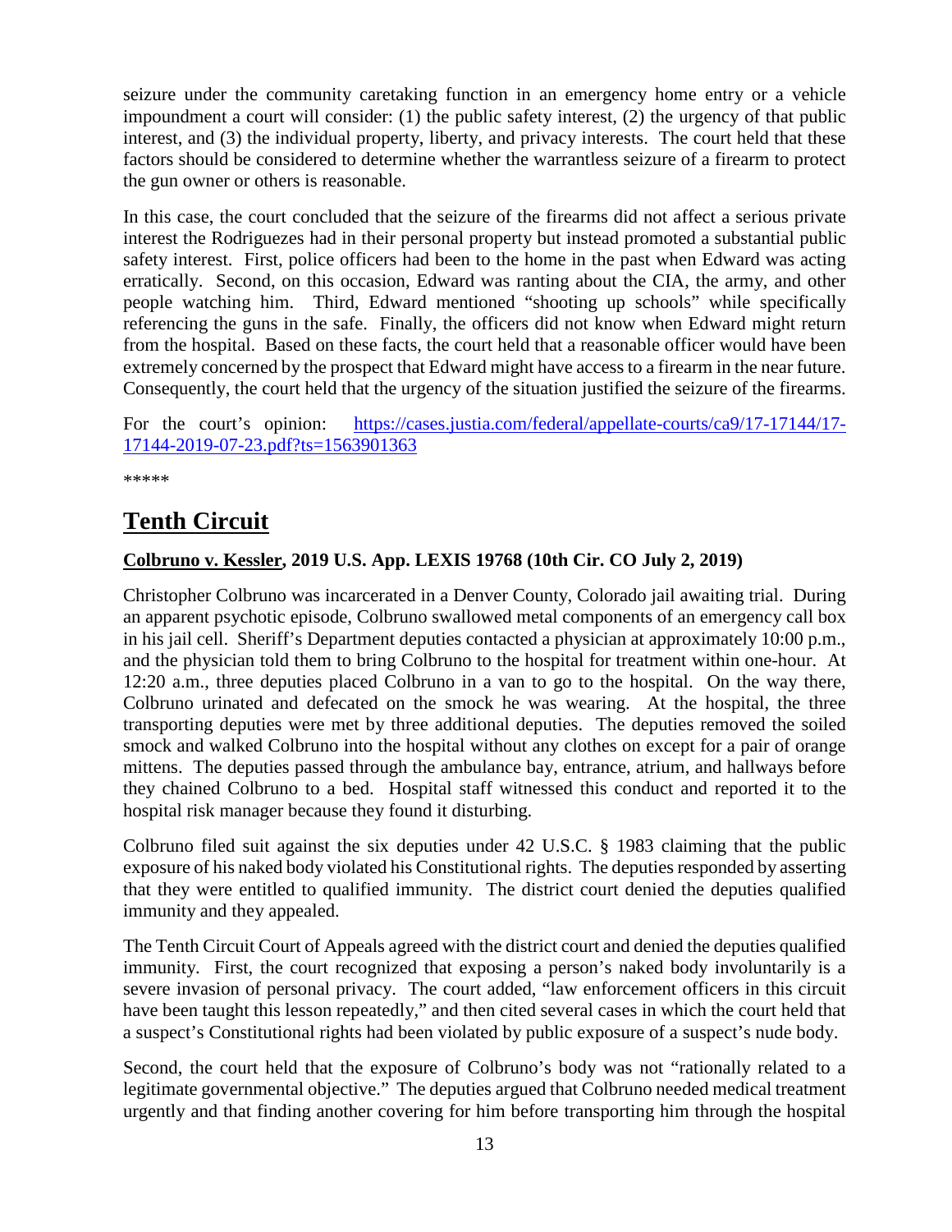seizure under the community caretaking function in an emergency home entry or a vehicle impoundment a court will consider: (1) the public safety interest, (2) the urgency of that public interest, and (3) the individual property, liberty, and privacy interests. The court held that these factors should be considered to determine whether the warrantless seizure of a firearm to protect the gun owner or others is reasonable.

In this case, the court concluded that the seizure of the firearms did not affect a serious private interest the Rodriguezes had in their personal property but instead promoted a substantial public safety interest. First, police officers had been to the home in the past when Edward was acting erratically. Second, on this occasion, Edward was ranting about the CIA, the army, and other people watching him. Third, Edward mentioned "shooting up schools" while specifically referencing the guns in the safe. Finally, the officers did not know when Edward might return from the hospital. Based on these facts, the court held that a reasonable officer would have been extremely concerned by the prospect that Edward might have access to a firearm in the near future. Consequently, the court held that the urgency of the situation justified the seizure of the firearms.

For the court's opinion: [https://cases.justia.com/federal/appellate-courts/ca9/17-17144/17-17144-2019-07-23.pdf?ts=1563901363](https://cases.justia.com/federal/appellate-courts/ca9/17-17144/17-17144-2019-07-23.pdf?ts=1563901363)

*****

# Tenth Circuit

### Colbruno v. Kessler, 2019 U.S. App. LEXIS 19768 (10th Cir. CO July 2, 2019)

Christopher Colbruno was incarcerated in a Denver County, Colorado jail awaiting trial. During an apparent psychotic episode, Colbruno swallowed metal components of an emergency call box in his jail cell. Sheriff's Department deputies contacted a physician at approximately 10:00 p.m., and the physician told them to bring Colbruno to the hospital for treatment within one-hour. At 12:20 a.m., three deputies placed Colbruno in a van to go to the hospital. On the way there, Colbruno urinated and defecated on the smock he was wearing. At the hospital, the three transporting deputies were met by three additional deputies. The deputies removed the soiled smock and walked Colbruno into the hospital without any clothes on except for a pair of orange mittens. The deputies passed through the ambulance bay, entrance, atrium, and hallways before they chained Colbruno to a bed. Hospital staff witnessed this conduct and reported it to the hospital risk manager because they found it disturbing.

Colbruno filed suit against the six deputies under 42 U.S.C. § 1983 claiming that the public exposure of his naked body violated his Constitutional rights. The deputies responded by asserting that they were entitled to qualified immunity. The district court denied the deputies qualified immunity and they appealed.

The Tenth Circuit Court of Appeals agreed with the district court and denied the deputies qualified immunity. First, the court recognized that exposing a person's naked body involuntarily is a severe invasion of personal privacy. The court added, "law enforcement officers in this circuit have been taught this lesson repeatedly," and then cited several cases in which the court held that a suspect's Constitutional rights had been violated by public exposure of a suspect's nude body.

Second, the court held that the exposure of Colbruno's body was not "rationally related to a legitimate governmental objective." The deputies argued that Colbruno needed medical treatment urgently and that finding another covering for him before transporting him through the hospital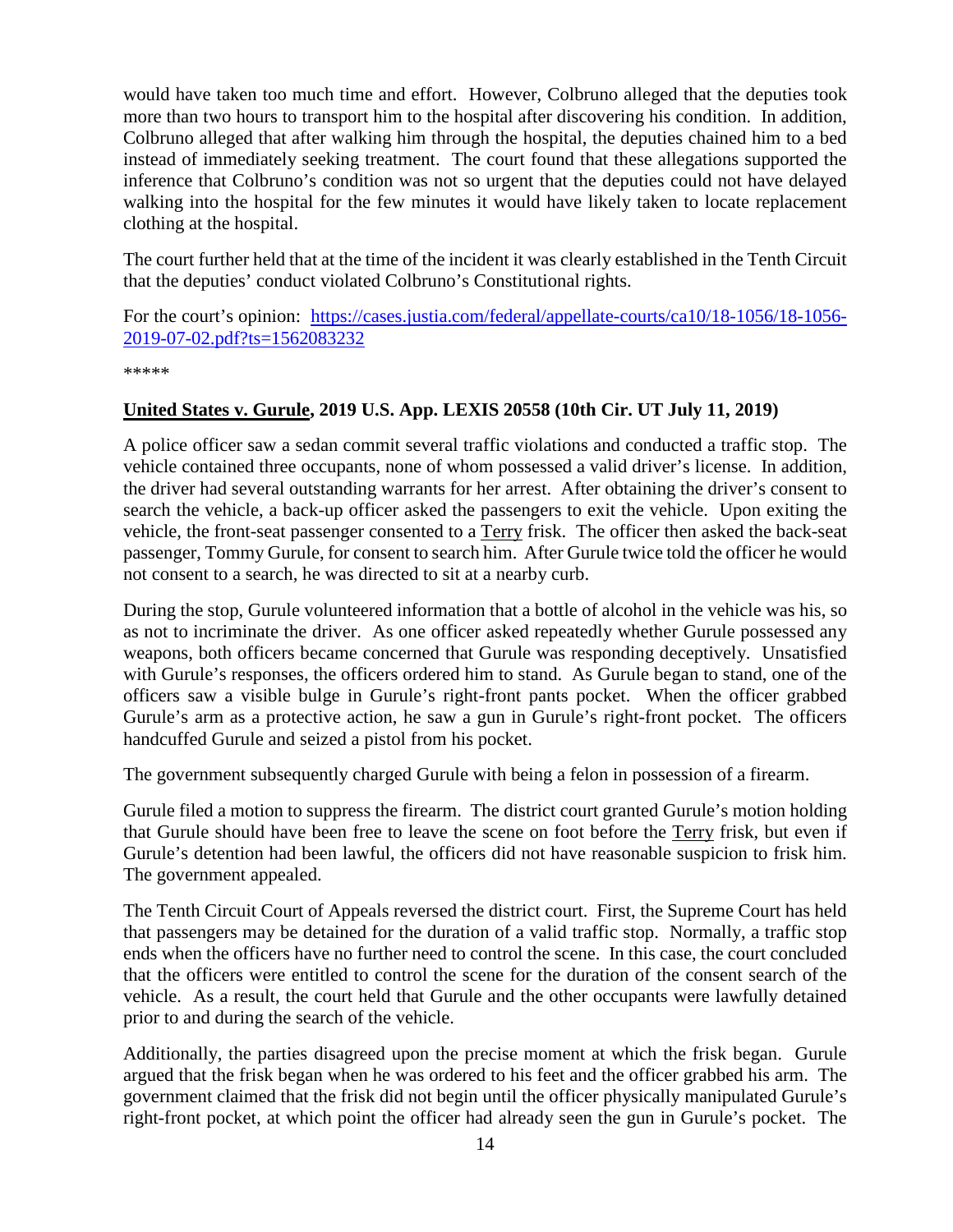would have taken too much time and effort. However, Colbruno alleged that the deputies took more than two hours to transport him to the hospital after discovering his condition. In addition, Colbruno alleged that after walking him through the hospital, the deputies chained him to a bed instead of immediately seeking treatment. The court found that these allegations supported the inference that Colbruno's condition was not so urgent that the deputies could not have delayed walking into the hospital for the few minutes it would have likely taken to locate replacement clothing at the hospital.

The court further held that at the time of the incident it was clearly established in the Tenth Circuit that the deputies' conduct violated Colbruno's Constitutional rights.

For the court's opinion: [https://cases.justia.com/federal/appellate-courts/ca10/18-1056/18-1056-2019-07-02.pdf?ts=1562083232](https://cases.justia.com/federal/appellate-courts/ca10/18-1056/18-1056-2019-07-02.pdf?ts=1562083232)

*****

**United States v. Gurule, 2019 U.S. App. LEXIS 20558 (10th Cir. UT July 11, 2019)**

A police officer saw a sedan commit several traffic violations and conducted a traffic stop. The vehicle contained three occupants, none of whom possessed a valid driver's license. In addition, the driver had several outstanding warrants for her arrest. After obtaining the driver's consent to search the vehicle, a back-up officer asked the passengers to exit the vehicle. Upon exiting the vehicle, the front-seat passenger consented to a Terry frisk. The officer then asked the back-seat passenger, Tommy Gurule, for consent to search him. After Gurule twice told the officer he would not consent to a search, he was directed to sit at a nearby curb.

During the stop, Gurule volunteered information that a bottle of alcohol in the vehicle was his, so as not to incriminate the driver. As one officer asked repeatedly whether Gurule possessed any weapons, both officers became concerned that Gurule was responding deceptively. Unsatisfied with Gurule's responses, the officers ordered him to stand. As Gurule began to stand, one of the officers saw a visible bulge in Gurule's right-front pants pocket. When the officer grabbed Gurule's arm as a protective action, he saw a gun in Gurule's right-front pocket. The officers handcuffed Gurule and seized a pistol from his pocket.

The government subsequently charged Gurule with being a felon in possession of a firearm.

Gurule filed a motion to suppress the firearm. The district court granted Gurule's motion holding that Gurule should have been free to leave the scene on foot before the Terry frisk, but even if Gurule's detention had been lawful, the officers did not have reasonable suspicion to frisk him. The government appealed.

The Tenth Circuit Court of Appeals reversed the district court. First, the Supreme Court has held that passengers may be detained for the duration of a valid traffic stop. Normally, a traffic stop ends when the officers have no further need to control the scene. In this case, the court concluded that the officers were entitled to control the scene for the duration of the consent search of the vehicle. As a result, the court held that Gurule and the other occupants were lawfully detained prior to and during the search of the vehicle.

Additionally, the parties disagreed upon the precise moment at which the frisk began. Gurule argued that the frisk began when he was ordered to his feet and the officer grabbed his arm. The government claimed that the frisk did not begin until the officer physically manipulated Gurule's right-front pocket, at which point the officer had already seen the gun in Gurule's pocket. The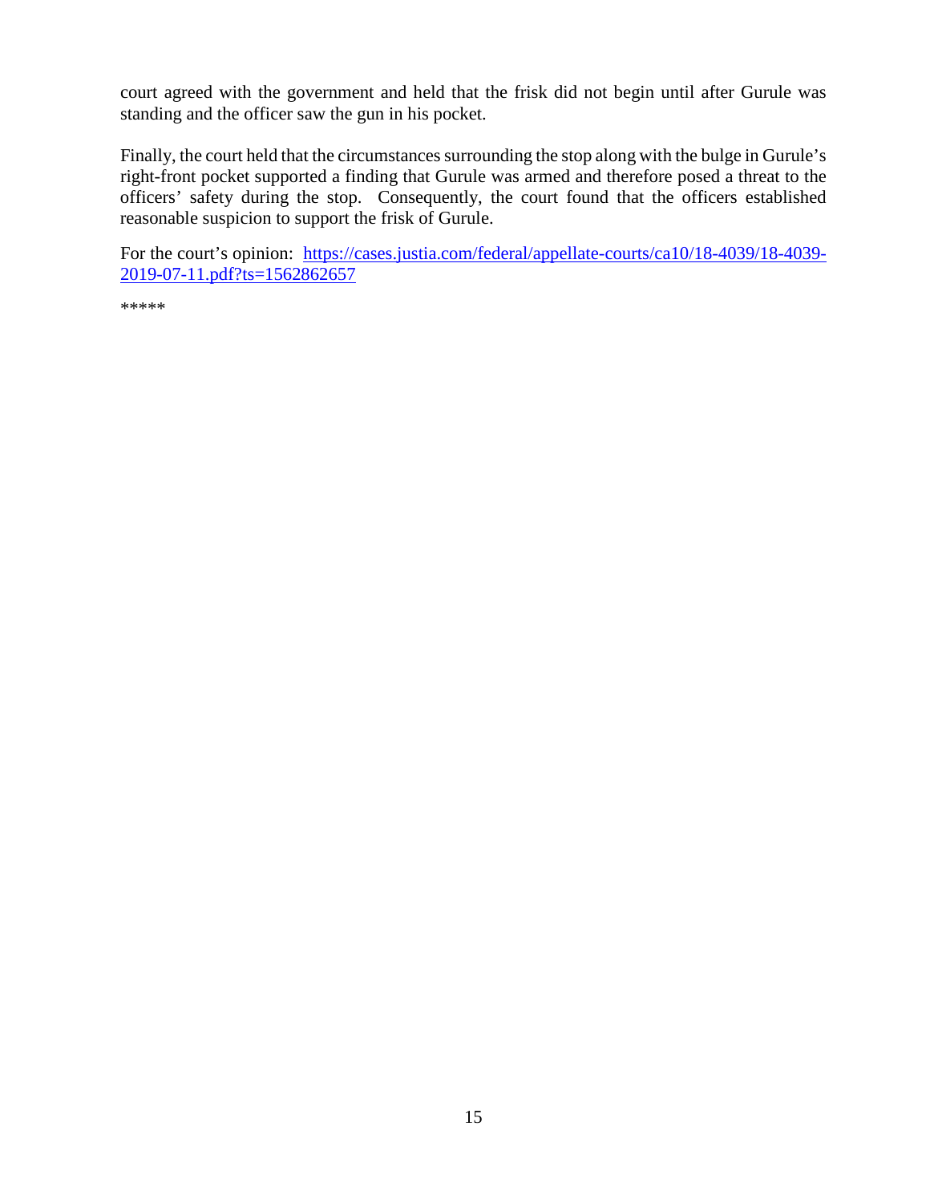court agreed with the government and held that the frisk did not begin until after Gurule was standing and the officer saw the gun in his pocket.

Finally, the court held that the circumstances surrounding the stop along with the bulge in Gurule's right-front pocket supported a finding that Gurule was armed and therefore posed a threat to the officers' safety during the stop. Consequently, the court found that the officers established reasonable suspicion to support the frisk of Gurule.

For the court's opinion: [https://cases.justia.com/federal/appellate-courts/ca10/18-4039/18-4039-2019-07-11.pdf?ts=1562862657](https://cases.justia.com/federal/appellate-courts/ca10/18-4039/18-4039-2019-07-11.pdf?ts=1562862657)

*****